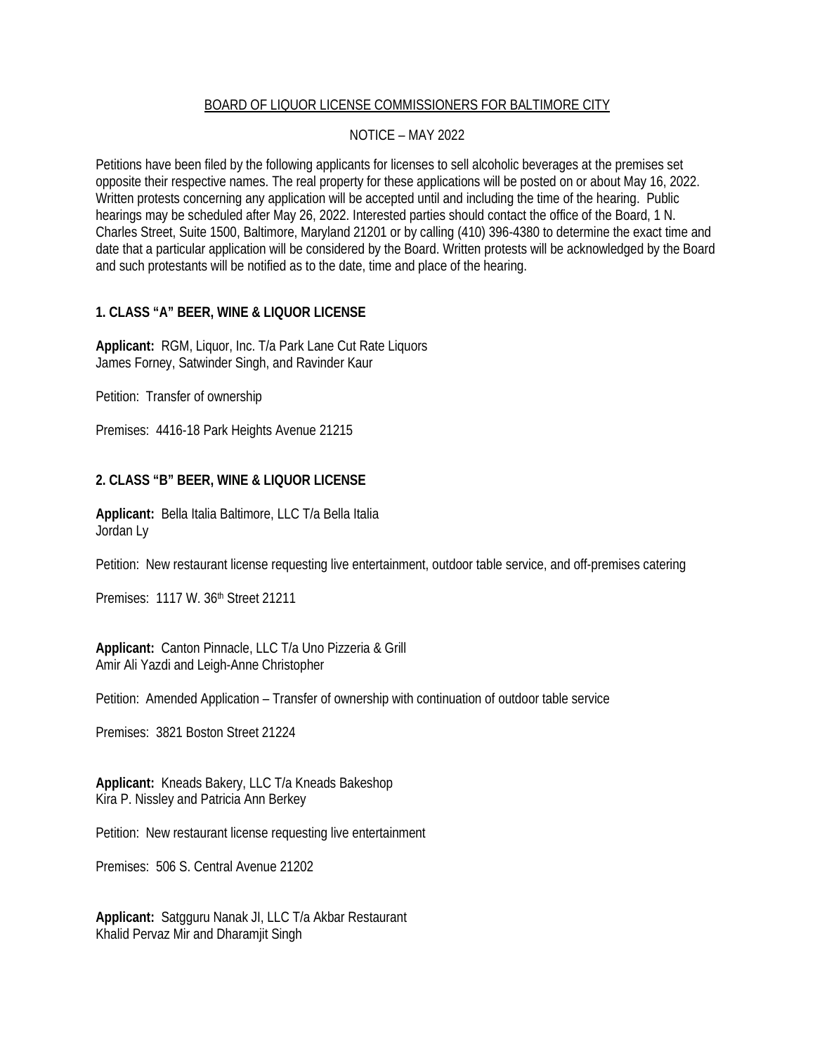BOARD OF LIQUOR LICENSE COMMISSIONERS FOR BALTIMORE CITY

NOTICE – MAY 2022

Petitions have been filed by the following applicants for licenses to sell alcoholic beverages at the premises set opposite their respective names. The real property for these applications will be posted on or about May 16, 2022. Written protests concerning any application will be accepted until and including the time of the hearing. Public hearings may be scheduled after May 26, 2022. Interested parties should contact the office of the Board, 1 N. Charles Street, Suite 1500, Baltimore, Maryland 21201 or by calling (410) 396-4380 to determine the exact time and date that a particular application will be considered by the Board. Written protests will be acknowledged by the Board and such protestants will be notified as to the date, time and place of the hearing.

**1. CLASS "A" BEER, WINE & LIQUOR LICENSE**

**Applicant:** RGM, Liquor, Inc. T/a Park Lane Cut Rate Liquors
James Forney, Satwinder Singh, and Ravinder Kaur

Petition: Transfer of ownership

Premises: 4416-18 Park Heights Avenue 21215

**2. CLASS "B" BEER, WINE & LIQUOR LICENSE**

**Applicant:** Bella Italia Baltimore, LLC T/a Bella Italia
Jordan Ly

Petition: New restaurant license requesting live entertainment, outdoor table service, and off-premises catering

Premises: 1117 W. 36th Street 21211

**Applicant:** Canton Pinnacle, LLC T/a Uno Pizzeria & Grill
Amir Ali Yazdi and Leigh-Anne Christopher

Petition: Amended Application – Transfer of ownership with continuation of outdoor table service

Premises: 3821 Boston Street 21224

**Applicant:** Kneads Bakery, LLC T/a Kneads Bakeshop
Kira P. Nissley and Patricia Ann Berkey

Petition: New restaurant license requesting live entertainment

Premises: 506 S. Central Avenue 21202

**Applicant:** Satgguru Nanak JI, LLC T/a Akbar Restaurant
Khalid Pervaz Mir and Dharamjit Singh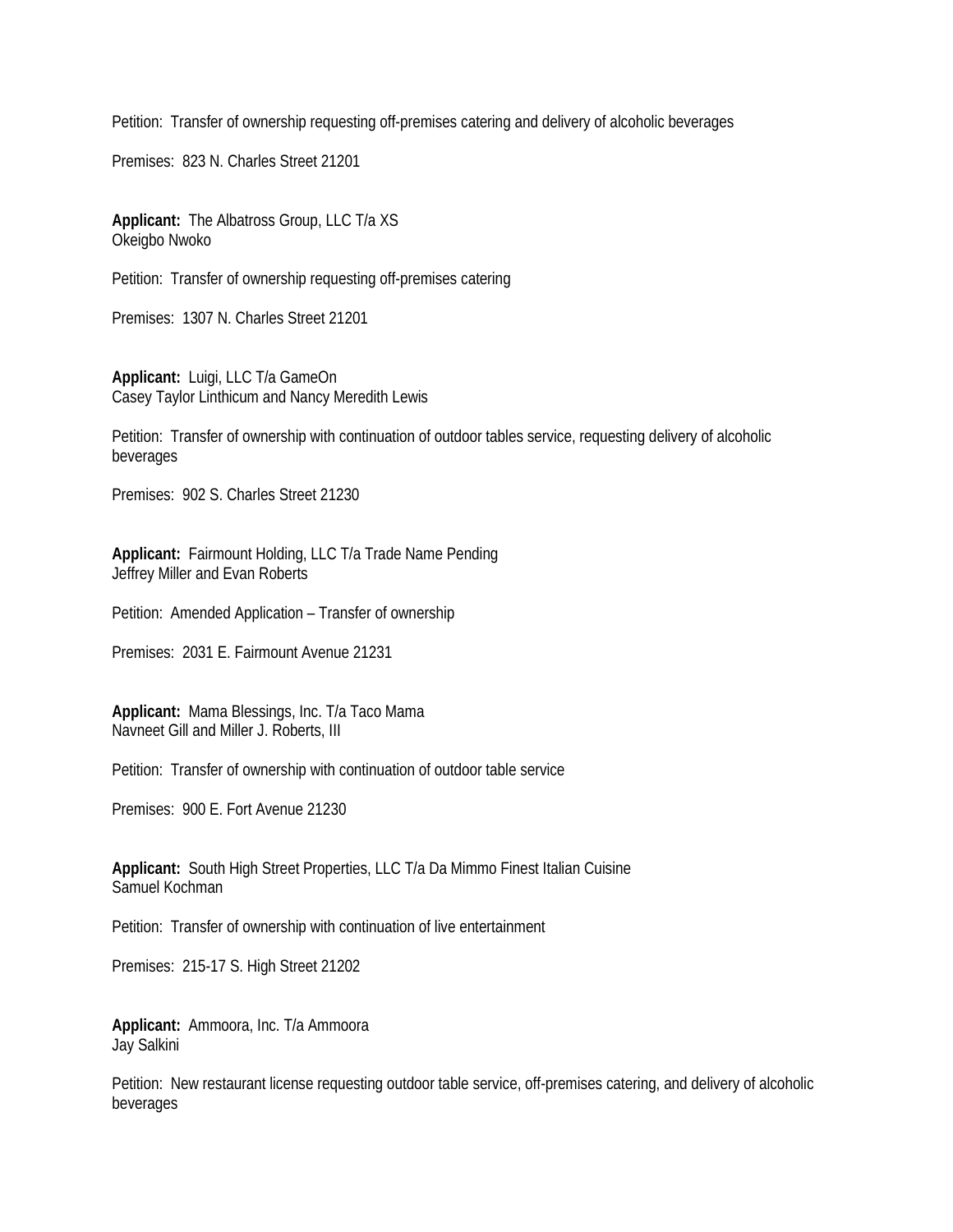Petition: Transfer of ownership requesting off-premises catering and delivery of alcoholic beverages

Premises: 823 N. Charles Street 21201

**Applicant:** The Albatross Group, LLC T/a XS
Okeigbo Nwoko

Petition: Transfer of ownership requesting off-premises catering

Premises: 1307 N. Charles Street 21201

**Applicant:** Luigi, LLC T/a GameOn
Casey Taylor Linthicum and Nancy Meredith Lewis

Petition: Transfer of ownership with continuation of outdoor tables service, requesting delivery of alcoholic beverages

Premises: 902 S. Charles Street 21230

**Applicant:** Fairmount Holding, LLC T/a Trade Name Pending
Jeffrey Miller and Evan Roberts

Petition: Amended Application – Transfer of ownership

Premises: 2031 E. Fairmount Avenue 21231

**Applicant:** Mama Blessings, Inc. T/a Taco Mama
Navneet Gill and Miller J. Roberts, III

Petition: Transfer of ownership with continuation of outdoor table service

Premises: 900 E. Fort Avenue 21230

**Applicant:** South High Street Properties, LLC T/a Da Mimmo Finest Italian Cuisine
Samuel Kochman

Petition: Transfer of ownership with continuation of live entertainment

Premises: 215-17 S. High Street 21202

**Applicant:** Ammoora, Inc. T/a Ammoora
Jay Salkini

Petition: New restaurant license requesting outdoor table service, off-premises catering, and delivery of alcoholic beverages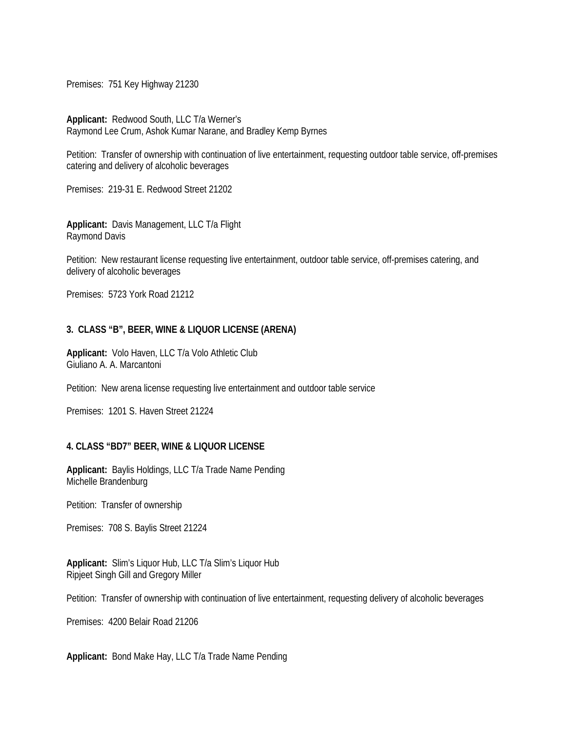Premises: 751 Key Highway 21230

**Applicant:** Redwood South, LLC T/a Werner's
Raymond Lee Crum, Ashok Kumar Narane, and Bradley Kemp Byrnes

Petition: Transfer of ownership with continuation of live entertainment, requesting outdoor table service, off-premises catering and delivery of alcoholic beverages

Premises: 219-31 E. Redwood Street 21202

**Applicant:** Davis Management, LLC T/a Flight
Raymond Davis

Petition: New restaurant license requesting live entertainment, outdoor table service, off-premises catering, and delivery of alcoholic beverages

Premises: 5723 York Road 21212

**3. CLASS "B", BEER, WINE & LIQUOR LICENSE (ARENA)**

**Applicant:** Volo Haven, LLC T/a Volo Athletic Club
Giuliano A. A. Marcantoni

Petition: New arena license requesting live entertainment and outdoor table service

Premises: 1201 S. Haven Street 21224

**4. CLASS "BD7" BEER, WINE & LIQUOR LICENSE**

**Applicant:** Baylis Holdings, LLC T/a Trade Name Pending
Michelle Brandenburg

Petition: Transfer of ownership

Premises: 708 S. Baylis Street 21224

**Applicant:** Slim's Liquor Hub, LLC T/a Slim's Liquor Hub
Ripjeet Singh Gill and Gregory Miller

Petition: Transfer of ownership with continuation of live entertainment, requesting delivery of alcoholic beverages

Premises: 4200 Belair Road 21206

**Applicant:** Bond Make Hay, LLC T/a Trade Name Pending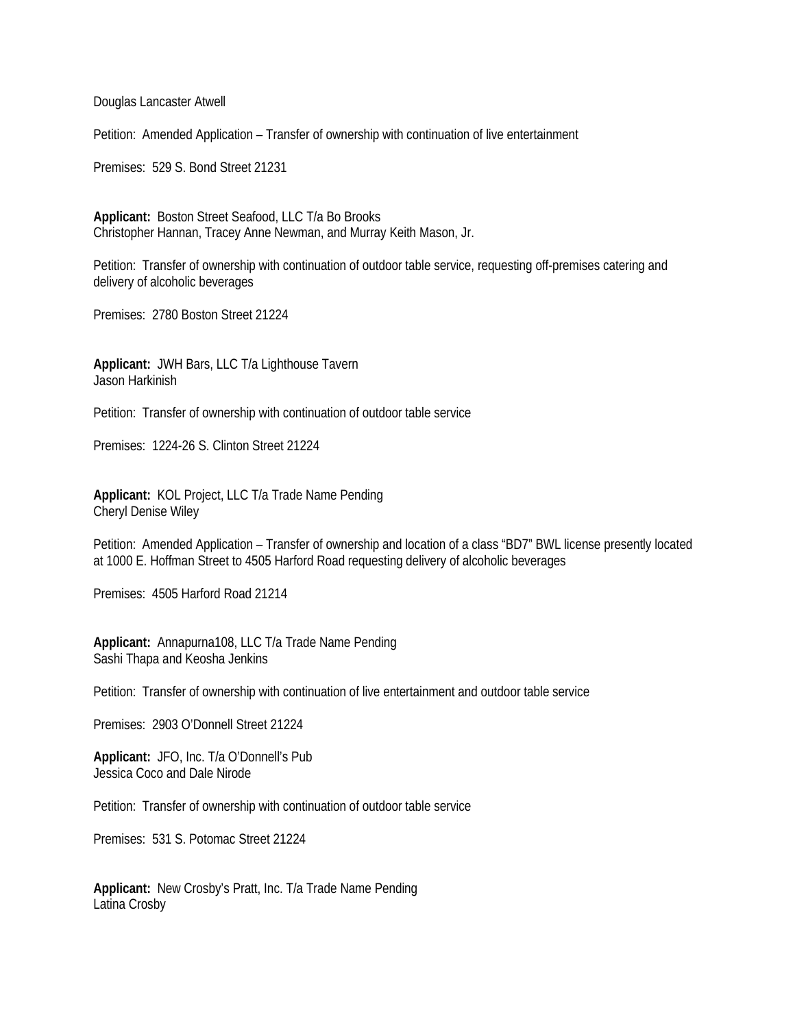Douglas Lancaster Atwell

Petition: Amended Application – Transfer of ownership with continuation of live entertainment

Premises: 529 S. Bond Street 21231

**Applicant:** Boston Street Seafood, LLC T/a Bo Brooks
Christopher Hannan, Tracey Anne Newman, and Murray Keith Mason, Jr.

Petition: Transfer of ownership with continuation of outdoor table service, requesting off-premises catering and delivery of alcoholic beverages

Premises: 2780 Boston Street 21224

**Applicant:** JWH Bars, LLC T/a Lighthouse Tavern
Jason Harkinish

Petition: Transfer of ownership with continuation of outdoor table service

Premises: 1224-26 S. Clinton Street 21224

**Applicant:** KOL Project, LLC T/a Trade Name Pending
Cheryl Denise Wiley

Petition: Amended Application – Transfer of ownership and location of a class "BD7" BWL license presently located at 1000 E. Hoffman Street to 4505 Harford Road requesting delivery of alcoholic beverages

Premises: 4505 Harford Road 21214

**Applicant:** Annapurna108, LLC T/a Trade Name Pending
Sashi Thapa and Keosha Jenkins

Petition: Transfer of ownership with continuation of live entertainment and outdoor table service

Premises: 2903 O'Donnell Street 21224

**Applicant:** JFO, Inc. T/a O'Donnell's Pub
Jessica Coco and Dale Nirode

Petition: Transfer of ownership with continuation of outdoor table service

Premises: 531 S. Potomac Street 21224

**Applicant:** New Crosby's Pratt, Inc. T/a Trade Name Pending
Latina Crosby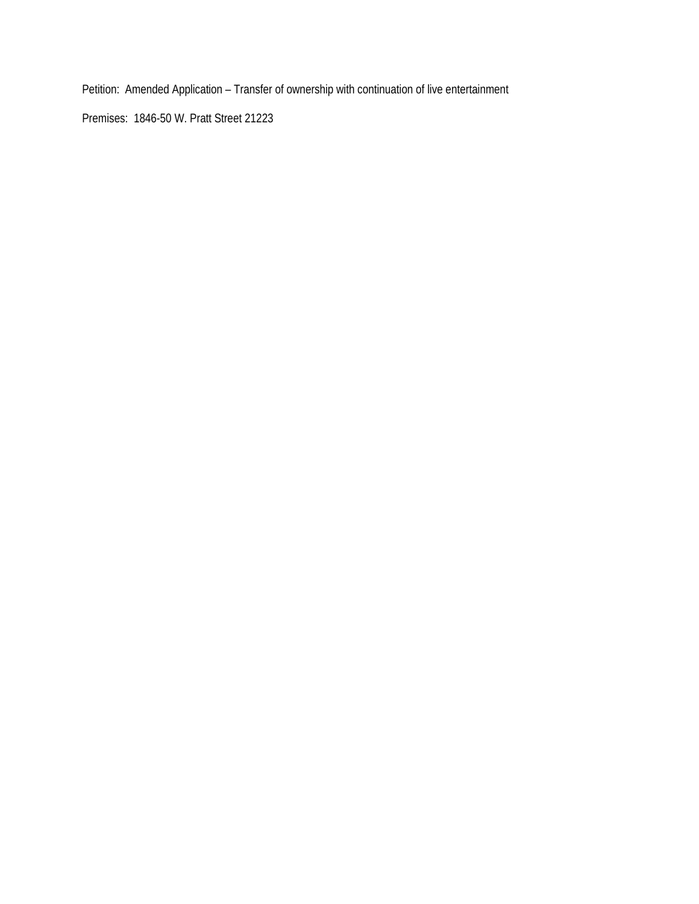Petition: Amended Application – Transfer of ownership with continuation of live entertainment

Premises: 1846-50 W. Pratt Street 21223